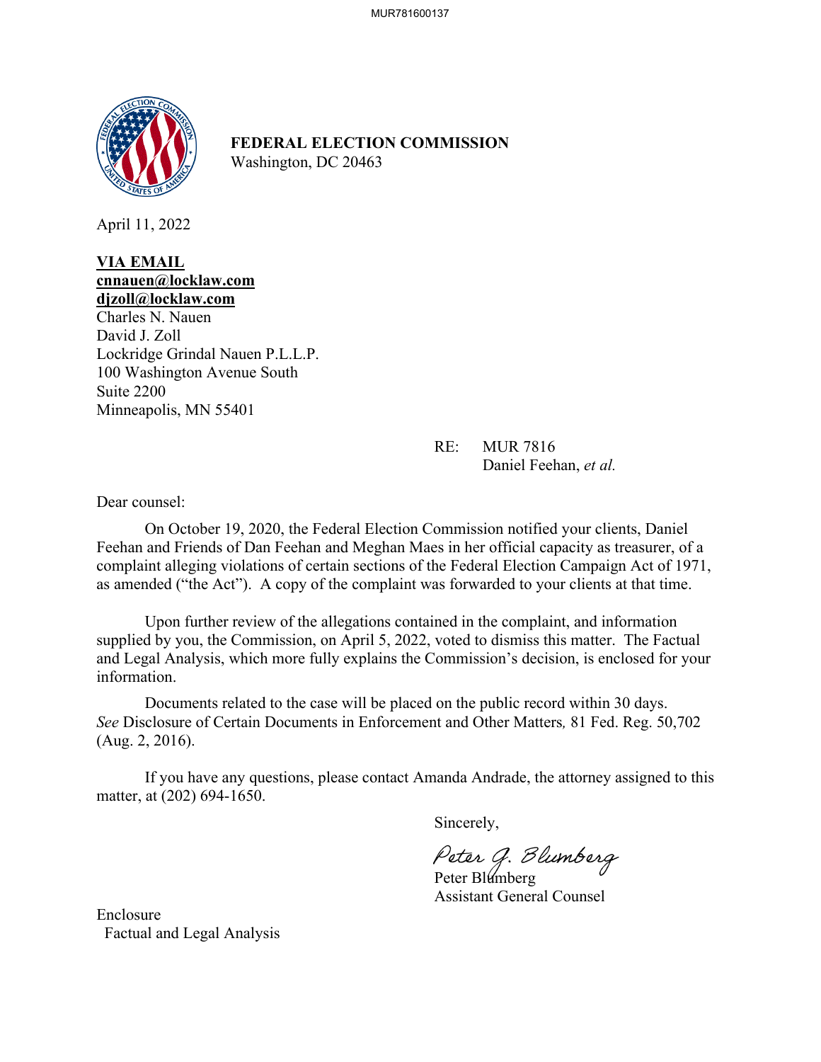**FEDERAL ELECTION COMMISSION**
Washington, DC 20463

April 11, 2022

**VIA EMAIL**
**cnnauen@locklaw.com**
**djzoll@locklaw.com**
Charles N. Nauen
David J. Zoll
Lockridge Grindal Nauen P.L.L.P.
100 Washington Avenue South
Suite 2200
Minneapolis, MN 55401

RE: MUR 7816
Daniel Feehan, *et al.*

Dear counsel:

On October 19, 2020, the Federal Election Commission notified your clients, Daniel Feehan and Friends of Dan Feehan and Meghan Maes in her official capacity as treasurer, of a complaint alleging violations of certain sections of the Federal Election Campaign Act of 1971, as amended ("the Act"). A copy of the complaint was forwarded to your clients at that time.

Upon further review of the allegations contained in the complaint, and information supplied by you, the Commission, on April 5, 2022, voted to dismiss this matter. The Factual and Legal Analysis, which more fully explains the Commission's decision, is enclosed for your information.

Documents related to the case will be placed on the public record within 30 days. *See* Disclosure of Certain Documents in Enforcement and Other Matters, 81 Fed. Reg. 50,702 (Aug. 2, 2016).

If you have any questions, please contact Amanda Andrade, the attorney assigned to this matter, at (202) 694-1650.

Sincerely,

Peter G. Blumberg
Peter Blumberg
Assistant General Counsel

Enclosure
Factual and Legal Analysis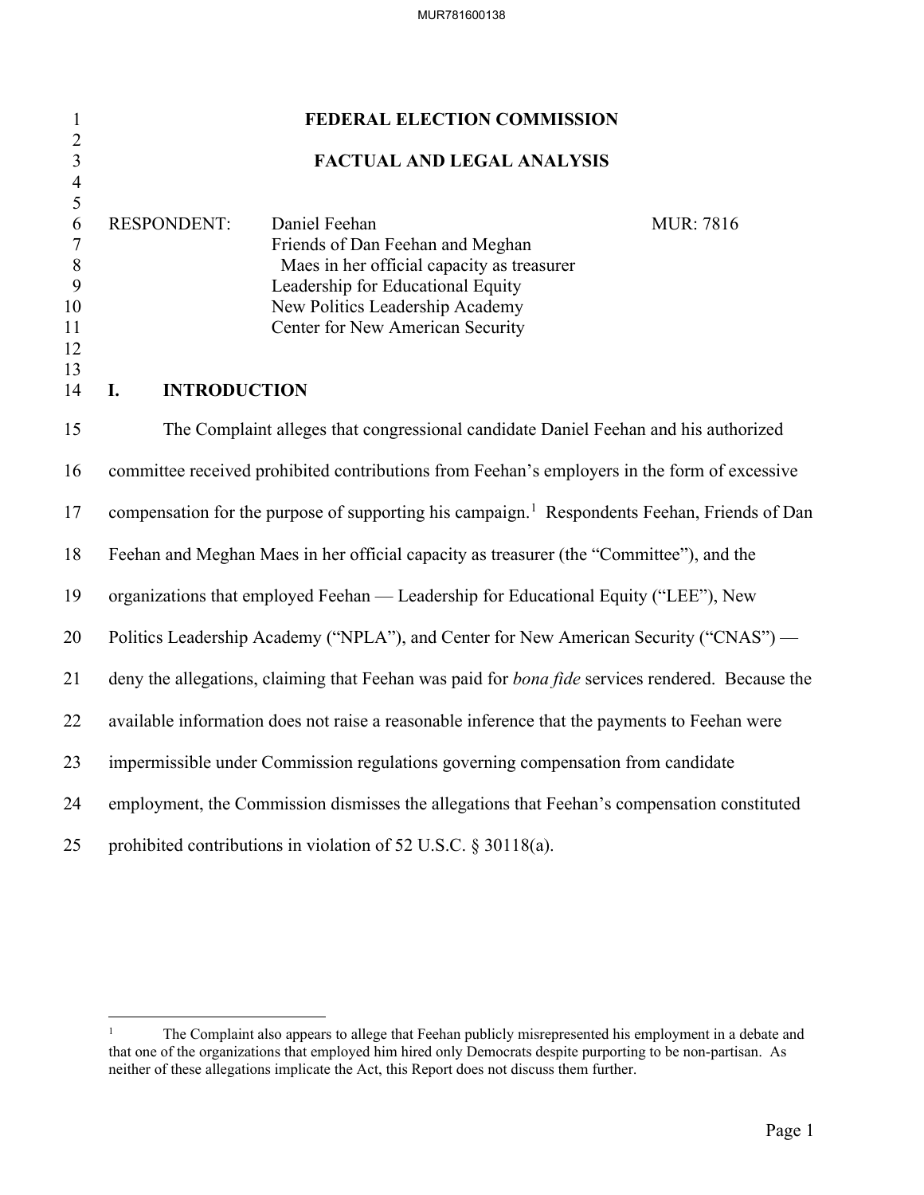# FEDERAL ELECTION COMMISSION

# FACTUAL AND LEGAL ANALYSIS

RESPONDENT: Daniel Feehan MUR: 7816
Friends of Dan Feehan and Meghan Maes in her official capacity as treasurer
Leadership for Educational Equity
New Politics Leadership Academy
Center for New American Security

## I. INTRODUCTION

The Complaint alleges that congressional candidate Daniel Feehan and his authorized committee received prohibited contributions from Feehan's employers in the form of excessive compensation for the purpose of supporting his campaign.[1] Respondents Feehan, Friends of Dan Feehan and Meghan Maes in her official capacity as treasurer (the "Committee"), and the organizations that employed Feehan — Leadership for Educational Equity ("LEE"), New Politics Leadership Academy ("NPLA"), and Center for New American Security ("CNAS") — deny the allegations, claiming that Feehan was paid for *bona fide* services rendered. Because the available information does not raise a reasonable inference that the payments to Feehan were impermissible under Commission regulations governing compensation from candidate employment, the Commission dismisses the allegations that Feehan's compensation constituted prohibited contributions in violation of 52 U.S.C. § 30118(a).

---

[1] The Complaint also appears to allege that Feehan publicly misrepresented his employment in a debate and that one of the organizations that employed him hired only Democrats despite purporting to be non-partisan. As neither of these allegations implicate the Act, this Report does not discuss them further.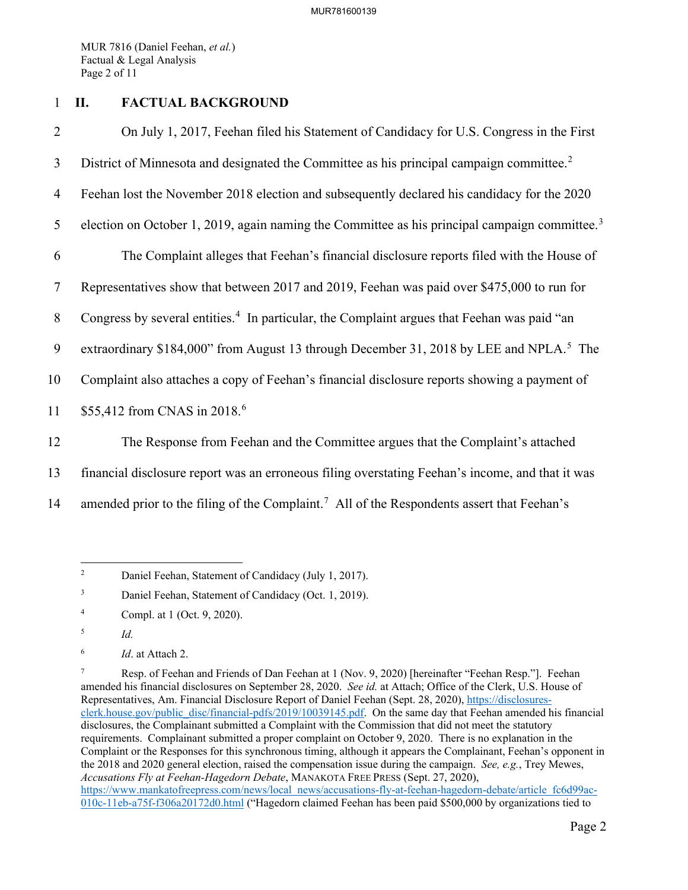## II. FACTUAL BACKGROUND

On July 1, 2017, Feehan filed his Statement of Candidacy for U.S. Congress in the First District of Minnesota and designated the Committee as his principal campaign committee.[2] Feehan lost the November 2018 election and subsequently declared his candidacy for the 2020 election on October 1, 2019, again naming the Committee as his principal campaign committee.[3]

The Complaint alleges that Feehan's financial disclosure reports filed with the House of Representatives show that between 2017 and 2019, Feehan was paid over $475,000 to run for Congress by several entities.[4] In particular, the Complaint argues that Feehan was paid "an extraordinary $184,000" from August 13 through December 31, 2018 by LEE and NPLA.[5] The Complaint also attaches a copy of Feehan's financial disclosure reports showing a payment of $55,412 from CNAS in 2018.[6]

The Response from Feehan and the Committee argues that the Complaint's attached financial disclosure report was an erroneous filing overstating Feehan's income, and that it was amended prior to the filing of the Complaint.[7] All of the Respondents assert that Feehan's

---

[2] Daniel Feehan, Statement of Candidacy (July 1, 2017).

[3] Daniel Feehan, Statement of Candidacy (Oct. 1, 2019).

[4] Compl. at 1 (Oct. 9, 2020).

[5] *Id.*

[6] *Id*. at Attach 2.

[7] Resp. of Feehan and Friends of Dan Feehan at 1 (Nov. 9, 2020) [hereinafter "Feehan Resp."]. Feehan amended his financial disclosures on September 28, 2020. *See id.* at Attach; Office of the Clerk, U.S. House of Representatives, Am. Financial Disclosure Report of Daniel Feehan (Sept. 28, 2020), https://disclosures-clerk.house.gov/public_disc/financial-pdfs/2019/10039145.pdf. On the same day that Feehan amended his financial disclosures, the Complainant submitted a Complaint with the Commission that did not meet the statutory requirements. Complainant submitted a proper complaint on October 9, 2020. There is no explanation in the Complaint or the Responses for this synchronous timing, although it appears the Complainant, Feehan's opponent in the 2018 and 2020 general election, raised the compensation issue during the campaign. *See, e.g.*, Trey Mewes, *Accusations Fly at Feehan-Hagedorn Debate*, MANAKOTA FREE PRESS (Sept. 27, 2020), https://www.mankatofreepress.com/news/local_news/accusations-fly-at-feehan-hagedorn-debate/article_fc6d99ac-010c-11eb-a75f-f306a20172d0.html ("Hagedorn claimed Feehan has been paid $500,000 by organizations tied to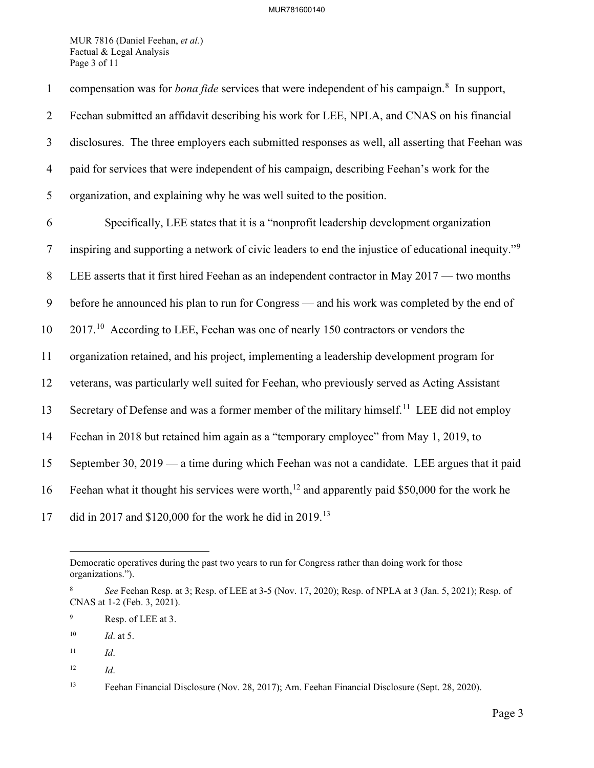compensation was for *bona fide* services that were independent of his campaign.[8] In support, Feehan submitted an affidavit describing his work for LEE, NPLA, and CNAS on his financial disclosures. The three employers each submitted responses as well, all asserting that Feehan was paid for services that were independent of his campaign, describing Feehan's work for the organization, and explaining why he was well suited to the position.

Specifically, LEE states that it is a "nonprofit leadership development organization inspiring and supporting a network of civic leaders to end the injustice of educational inequity."[9] LEE asserts that it first hired Feehan as an independent contractor in May 2017 — two months before he announced his plan to run for Congress — and his work was completed by the end of 2017.[10] According to LEE, Feehan was one of nearly 150 contractors or vendors the organization retained, and his project, implementing a leadership development program for veterans, was particularly well suited for Feehan, who previously served as Acting Assistant Secretary of Defense and was a former member of the military himself.[11] LEE did not employ Feehan in 2018 but retained him again as a "temporary employee" from May 1, 2019, to September 30, 2019 — a time during which Feehan was not a candidate. LEE argues that it paid Feehan what it thought his services were worth,[12] and apparently paid $50,000 for the work he did in 2017 and $120,000 for the work he did in 2019.[13]

---

Democratic operatives during the past two years to run for Congress rather than doing work for those organizations.").

[8] *See* Feehan Resp. at 3; Resp. of LEE at 3-5 (Nov. 17, 2020); Resp. of NPLA at 3 (Jan. 5, 2021); Resp. of CNAS at 1-2 (Feb. 3, 2021).

[9] Resp. of LEE at 3.

[10] *Id*. at 5.

[11] *Id*.

[12] *Id*.

[13] Feehan Financial Disclosure (Nov. 28, 2017); Am. Feehan Financial Disclosure (Sept. 28, 2020).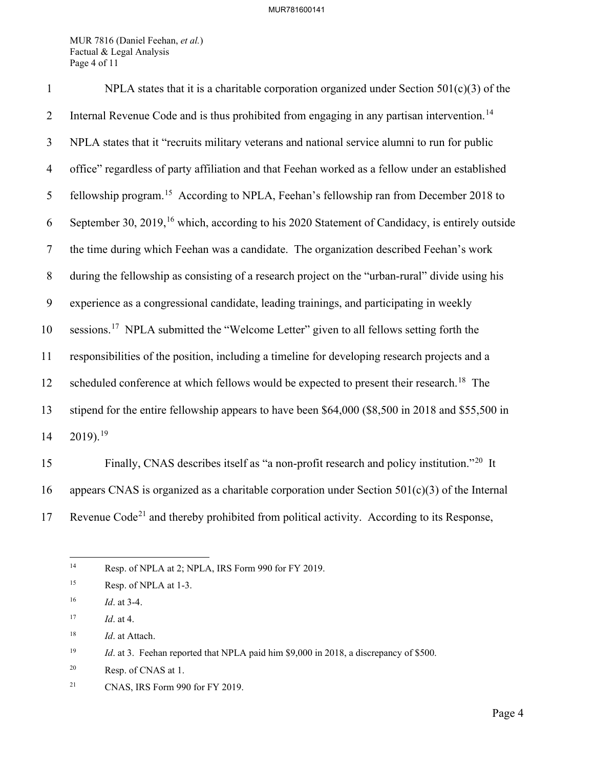NPLA states that it is a charitable corporation organized under Section 501(c)(3) of the Internal Revenue Code and is thus prohibited from engaging in any partisan intervention.[14] NPLA states that it "recruits military veterans and national service alumni to run for public office" regardless of party affiliation and that Feehan worked as a fellow under an established fellowship program.[15] According to NPLA, Feehan's fellowship ran from December 2018 to September 30, 2019,[16] which, according to his 2020 Statement of Candidacy, is entirely outside the time during which Feehan was a candidate. The organization described Feehan's work during the fellowship as consisting of a research project on the "urban-rural" divide using his experience as a congressional candidate, leading trainings, and participating in weekly sessions.[17] NPLA submitted the "Welcome Letter" given to all fellows setting forth the responsibilities of the position, including a timeline for developing research projects and a scheduled conference at which fellows would be expected to present their research.[18] The stipend for the entire fellowship appears to have been $64,000 ($8,500 in 2018 and $55,500 in 2019).[19]

Finally, CNAS describes itself as "a non-profit research and policy institution."[20] It appears CNAS is organized as a charitable corporation under Section 501(c)(3) of the Internal Revenue Code[21] and thereby prohibited from political activity. According to its Response,

---

[14] Resp. of NPLA at 2; NPLA, IRS Form 990 for FY 2019.

[15] Resp. of NPLA at 1-3.

[16] *Id*. at 3-4.

[17] *Id*. at 4.

[18] *Id*. at Attach.

[19] *Id*. at 3. Feehan reported that NPLA paid him $9,000 in 2018, a discrepancy of $500.

[20] Resp. of CNAS at 1.

[21] CNAS, IRS Form 990 for FY 2019.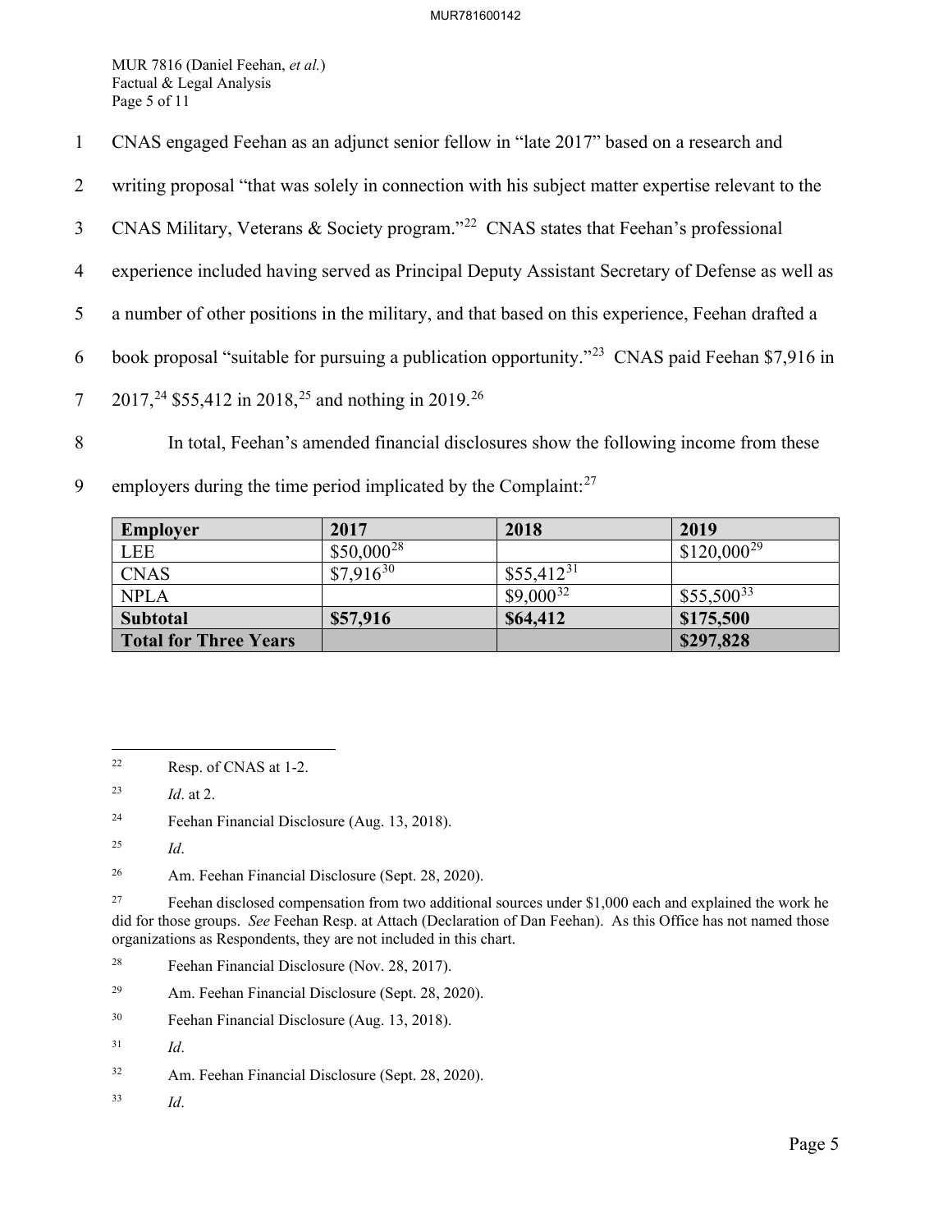CNAS engaged Feehan as an adjunct senior fellow in "late 2017" based on a research and writing proposal "that was solely in connection with his subject matter expertise relevant to the CNAS Military, Veterans & Society program."[22] CNAS states that Feehan's professional experience included having served as Principal Deputy Assistant Secretary of Defense as well as a number of other positions in the military, and that based on this experience, Feehan drafted a book proposal "suitable for pursuing a publication opportunity."[23] CNAS paid Feehan $7,916 in 2017,[24] $55,412 in 2018,[25] and nothing in 2019.[26]

In total, Feehan's amended financial disclosures show the following income from these employers during the time period implicated by the Complaint:[27]

| Employer | 2017 | 2018 | 2019 |
|---|---|---|---|
| LEE | $50,000[28] | | $120,000[29] |
| CNAS | $7,916[30] | $55,412[31] | |
| NPLA | | $9,000[32] | $55,500[33] |
| **Subtotal** | **$57,916** | **$64,412** | **$175,500** |
| **Total for Three Years** | | | **$297,828** |

---

[22] Resp. of CNAS at 1-2.

[23] *Id*. at 2.

[24] Feehan Financial Disclosure (Aug. 13, 2018).

[25] *Id*.

[26] Am. Feehan Financial Disclosure (Sept. 28, 2020).

[27] Feehan disclosed compensation from two additional sources under $1,000 each and explained the work he did for those groups. *See* Feehan Resp. at Attach (Declaration of Dan Feehan). As this Office has not named those organizations as Respondents, they are not included in this chart.

[28] Feehan Financial Disclosure (Nov. 28, 2017).

[29] Am. Feehan Financial Disclosure (Sept. 28, 2020).

[30] Feehan Financial Disclosure (Aug. 13, 2018).

[31] *Id*.

[32] Am. Feehan Financial Disclosure (Sept. 28, 2020).

[33] *Id*.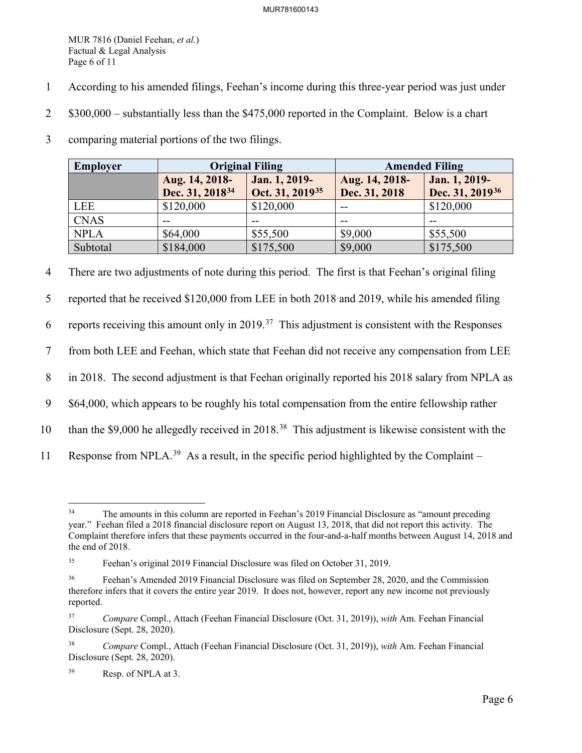According to his amended filings, Feehan's income during this three-year period was just under $300,000 – substantially less than the $475,000 reported in the Complaint. Below is a chart comparing material portions of the two filings.

| Employer | Original Filing | | Amended Filing | |
|---|---|---|---|---|
| | Aug. 14, 2018-Dec. 31, 2018[34] | Jan. 1, 2019-Oct. 31, 2019[35] | Aug. 14, 2018-Dec. 31, 2018 | Jan. 1, 2019-Dec. 31, 2019[36] |
| LEE | $120,000 | $120,000 | -- | $120,000 |
| CNAS | -- | -- | -- | -- |
| NPLA | $64,000 | $55,500 | $9,000 | $55,500 |
| Subtotal | $184,000 | $175,500 | $9,000 | $175,500 |

There are two adjustments of note during this period. The first is that Feehan's original filing reported that he received $120,000 from LEE in both 2018 and 2019, while his amended filing reports receiving this amount only in 2019.[37] This adjustment is consistent with the Responses from both LEE and Feehan, which state that Feehan did not receive any compensation from LEE in 2018. The second adjustment is that Feehan originally reported his 2018 salary from NPLA as $64,000, which appears to be roughly his total compensation from the entire fellowship rather than the $9,000 he allegedly received in 2018.[38] This adjustment is likewise consistent with the Response from NPLA.[39] As a result, in the specific period highlighted by the Complaint –

---

[34] The amounts in this column are reported in Feehan's 2019 Financial Disclosure as "amount preceding year." Feehan filed a 2018 financial disclosure report on August 13, 2018, that did not report this activity. The Complaint therefore infers that these payments occurred in the four-and-a-half months between August 14, 2018 and the end of 2018.

[35] Feehan's original 2019 Financial Disclosure was filed on October 31, 2019.

[36] Feehan's Amended 2019 Financial Disclosure was filed on September 28, 2020, and the Commission therefore infers that it covers the entire year 2019. It does not, however, report any new income not previously reported.

[37] *Compare* Compl., Attach (Feehan Financial Disclosure (Oct. 31, 2019)), *with* Am. Feehan Financial Disclosure (Sept. 28, 2020).

[38] *Compare* Compl., Attach (Feehan Financial Disclosure (Oct. 31, 2019)), *with* Am. Feehan Financial Disclosure (Sept. 28, 2020).

[39] Resp. of NPLA at 3.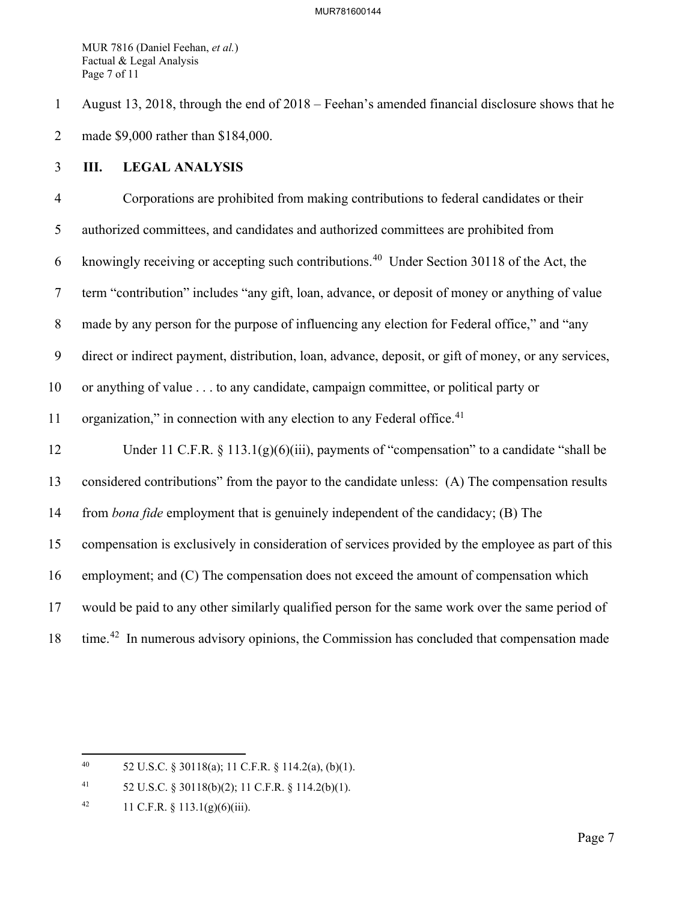August 13, 2018, through the end of 2018 – Feehan's amended financial disclosure shows that he made $9,000 rather than $184,000.

## III. LEGAL ANALYSIS

Corporations are prohibited from making contributions to federal candidates or their authorized committees, and candidates and authorized committees are prohibited from knowingly receiving or accepting such contributions.[40] Under Section 30118 of the Act, the term "contribution" includes "any gift, loan, advance, or deposit of money or anything of value made by any person for the purpose of influencing any election for Federal office," and "any direct or indirect payment, distribution, loan, advance, deposit, or gift of money, or any services, or anything of value . . . to any candidate, campaign committee, or political party or organization," in connection with any election to any Federal office.[41]

Under 11 C.F.R. § 113.1(g)(6)(iii), payments of "compensation" to a candidate "shall be considered contributions" from the payor to the candidate unless: (A) The compensation results from *bona fide* employment that is genuinely independent of the candidacy; (B) The compensation is exclusively in consideration of services provided by the employee as part of this employment; and (C) The compensation does not exceed the amount of compensation which would be paid to any other similarly qualified person for the same work over the same period of time.[42] In numerous advisory opinions, the Commission has concluded that compensation made

---

[40] 52 U.S.C. § 30118(a); 11 C.F.R. § 114.2(a), (b)(1).

[41] 52 U.S.C. § 30118(b)(2); 11 C.F.R. § 114.2(b)(1).

[42] 11 C.F.R. § 113.1(g)(6)(iii).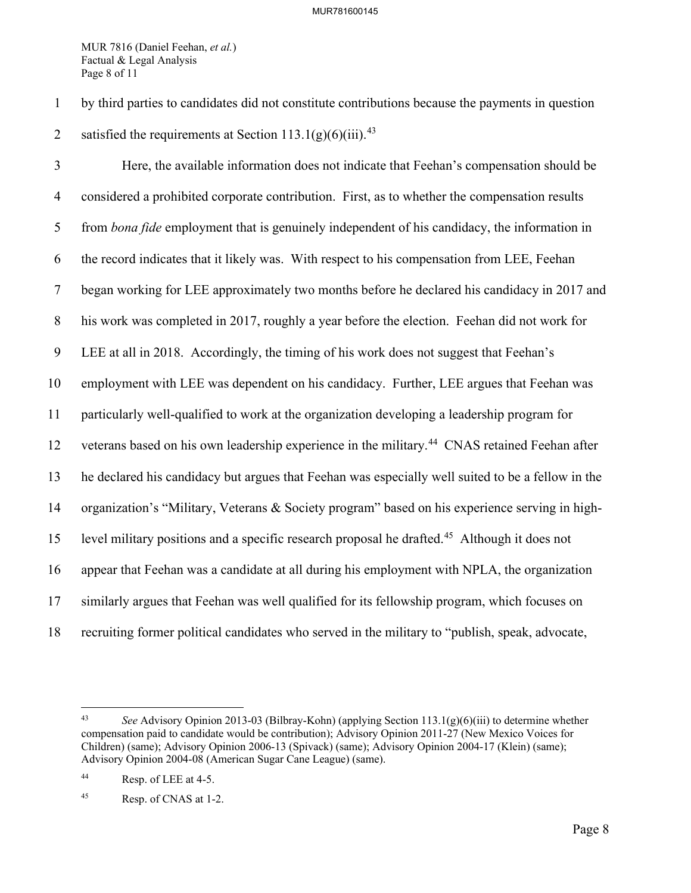by third parties to candidates did not constitute contributions because the payments in question satisfied the requirements at Section 113.1(g)(6)(iii).[43]

Here, the available information does not indicate that Feehan's compensation should be considered a prohibited corporate contribution. First, as to whether the compensation results from *bona fide* employment that is genuinely independent of his candidacy, the information in the record indicates that it likely was. With respect to his compensation from LEE, Feehan began working for LEE approximately two months before he declared his candidacy in 2017 and his work was completed in 2017, roughly a year before the election. Feehan did not work for LEE at all in 2018. Accordingly, the timing of his work does not suggest that Feehan's employment with LEE was dependent on his candidacy. Further, LEE argues that Feehan was particularly well-qualified to work at the organization developing a leadership program for veterans based on his own leadership experience in the military.[44] CNAS retained Feehan after he declared his candidacy but argues that Feehan was especially well suited to be a fellow in the organization's "Military, Veterans & Society program" based on his experience serving in high-level military positions and a specific research proposal he drafted.[45] Although it does not appear that Feehan was a candidate at all during his employment with NPLA, the organization similarly argues that Feehan was well qualified for its fellowship program, which focuses on recruiting former political candidates who served in the military to "publish, speak, advocate,

---

[43] *See* Advisory Opinion 2013-03 (Bilbray-Kohn) (applying Section 113.1(g)(6)(iii) to determine whether compensation paid to candidate would be contribution); Advisory Opinion 2011-27 (New Mexico Voices for Children) (same); Advisory Opinion 2006-13 (Spivack) (same); Advisory Opinion 2004-17 (Klein) (same); Advisory Opinion 2004-08 (American Sugar Cane League) (same).

[44] Resp. of LEE at 4-5.

[45] Resp. of CNAS at 1-2.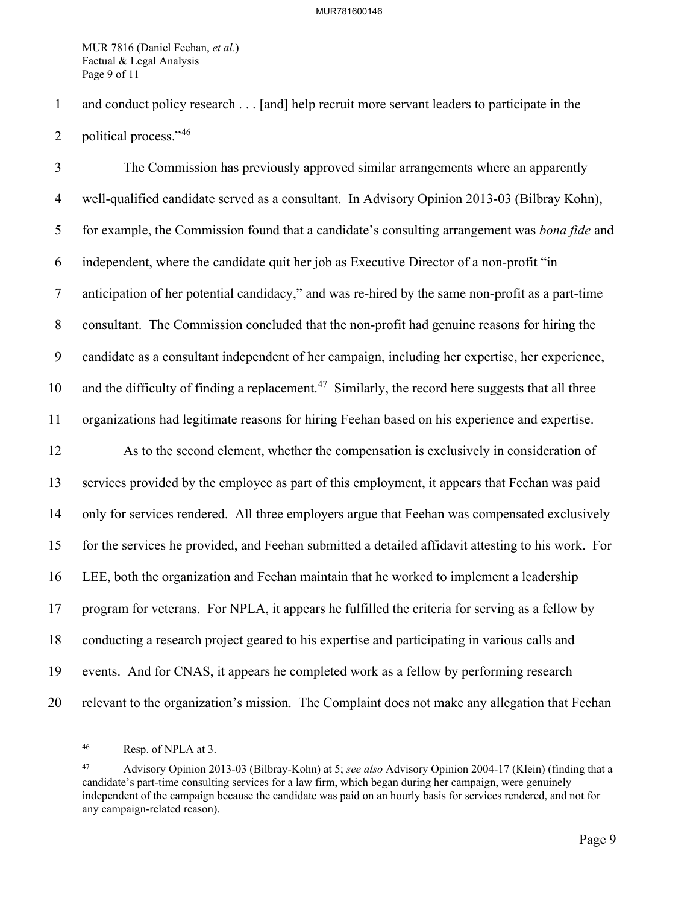and conduct policy research . . . [and] help recruit more servant leaders to participate in the political process."[46]

The Commission has previously approved similar arrangements where an apparently well-qualified candidate served as a consultant. In Advisory Opinion 2013-03 (Bilbray Kohn), for example, the Commission found that a candidate's consulting arrangement was *bona fide* and independent, where the candidate quit her job as Executive Director of a non-profit "in anticipation of her potential candidacy," and was re-hired by the same non-profit as a part-time consultant. The Commission concluded that the non-profit had genuine reasons for hiring the candidate as a consultant independent of her campaign, including her expertise, her experience, and the difficulty of finding a replacement.[47] Similarly, the record here suggests that all three organizations had legitimate reasons for hiring Feehan based on his experience and expertise.

As to the second element, whether the compensation is exclusively in consideration of services provided by the employee as part of this employment, it appears that Feehan was paid only for services rendered. All three employers argue that Feehan was compensated exclusively for the services he provided, and Feehan submitted a detailed affidavit attesting to his work. For LEE, both the organization and Feehan maintain that he worked to implement a leadership program for veterans. For NPLA, it appears he fulfilled the criteria for serving as a fellow by conducting a research project geared to his expertise and participating in various calls and events. And for CNAS, it appears he completed work as a fellow by performing research relevant to the organization's mission. The Complaint does not make any allegation that Feehan

---

[46] Resp. of NPLA at 3.

[47] Advisory Opinion 2013-03 (Bilbray-Kohn) at 5; *see also* Advisory Opinion 2004-17 (Klein) (finding that a candidate's part-time consulting services for a law firm, which began during her campaign, were genuinely independent of the campaign because the candidate was paid on an hourly basis for services rendered, and not for any campaign-related reason).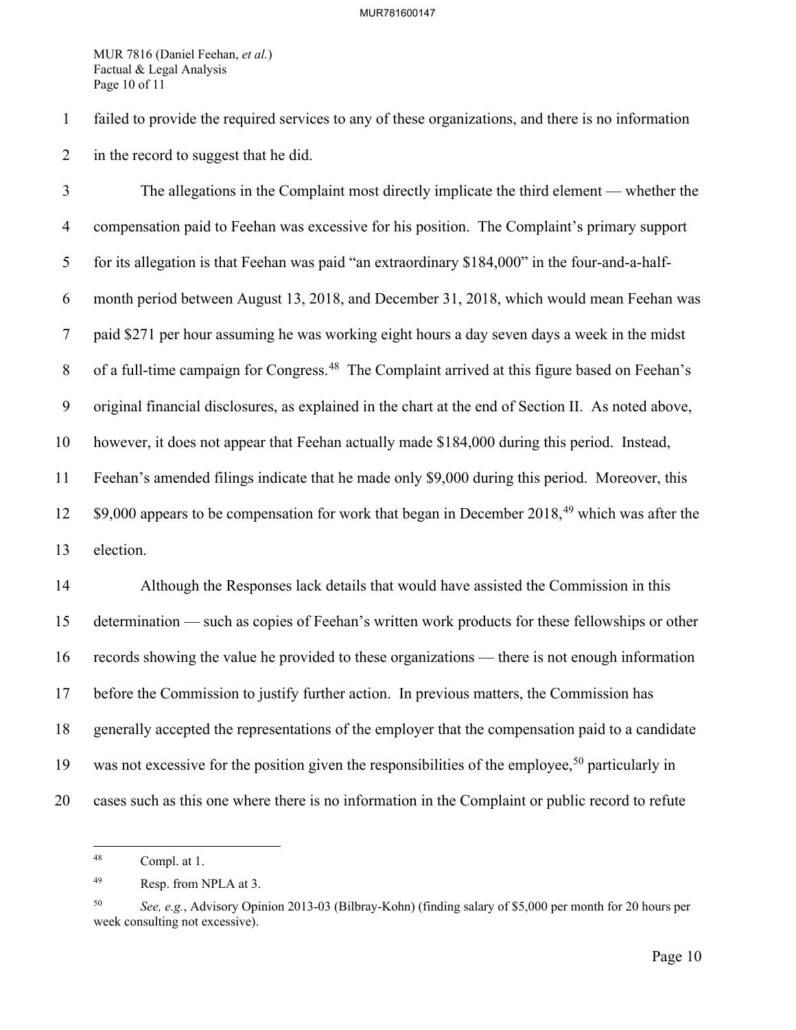failed to provide the required services to any of these organizations, and there is no information in the record to suggest that he did.

The allegations in the Complaint most directly implicate the third element — whether the compensation paid to Feehan was excessive for his position. The Complaint's primary support for its allegation is that Feehan was paid "an extraordinary $184,000" in the four-and-a-half-month period between August 13, 2018, and December 31, 2018, which would mean Feehan was paid $271 per hour assuming he was working eight hours a day seven days a week in the midst of a full-time campaign for Congress.[48] The Complaint arrived at this figure based on Feehan's original financial disclosures, as explained in the chart at the end of Section II. As noted above, however, it does not appear that Feehan actually made $184,000 during this period. Instead, Feehan's amended filings indicate that he made only $9,000 during this period. Moreover, this $9,000 appears to be compensation for work that began in December 2018,[49] which was after the election.

Although the Responses lack details that would have assisted the Commission in this determination — such as copies of Feehan's written work products for these fellowships or other records showing the value he provided to these organizations — there is not enough information before the Commission to justify further action. In previous matters, the Commission has generally accepted the representations of the employer that the compensation paid to a candidate was not excessive for the position given the responsibilities of the employee,[50] particularly in cases such as this one where there is no information in the Complaint or public record to refute

---

[48] Compl. at 1.

[49] Resp. from NPLA at 3.

[50] *See, e.g.*, Advisory Opinion 2013-03 (Bilbray-Kohn) (finding salary of $5,000 per month for 20 hours per week consulting not excessive).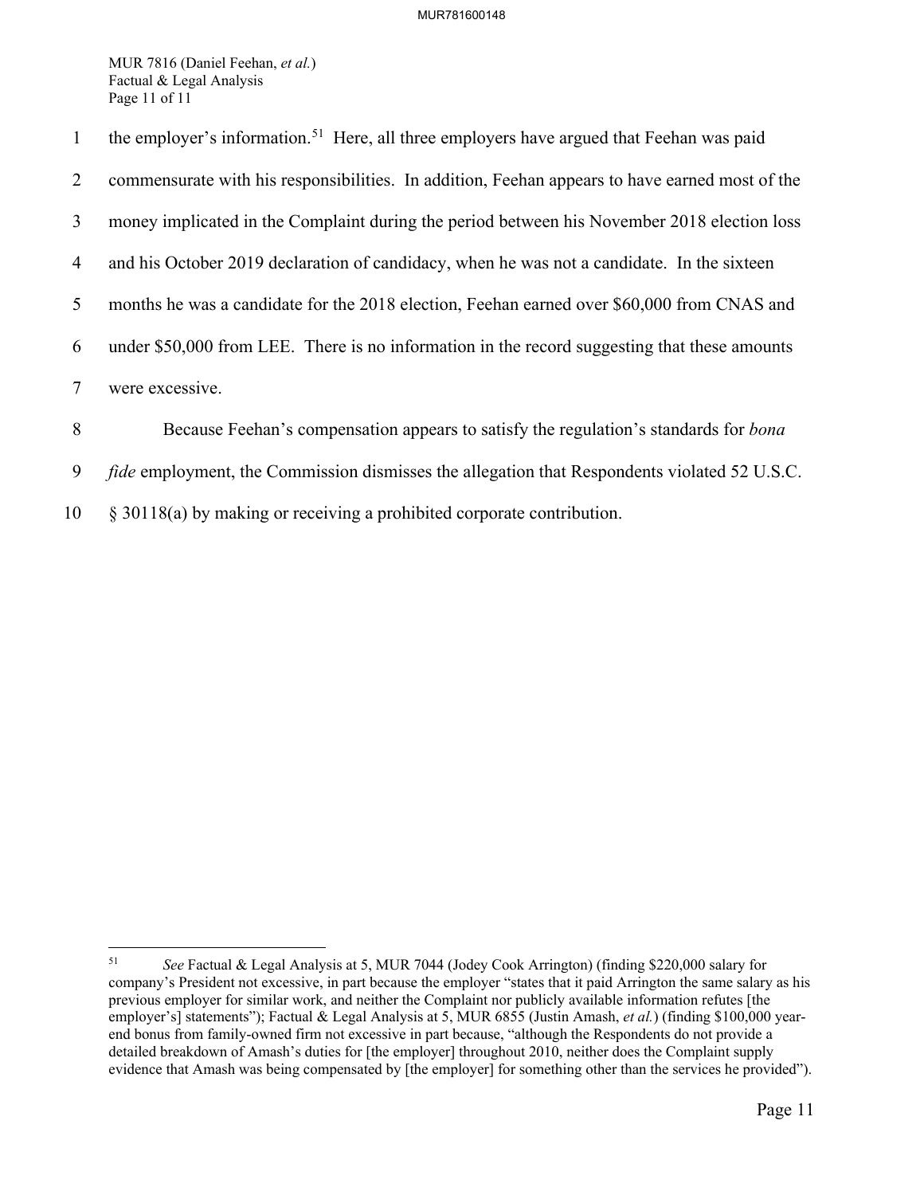the employer's information.[51] Here, all three employers have argued that Feehan was paid commensurate with his responsibilities. In addition, Feehan appears to have earned most of the money implicated in the Complaint during the period between his November 2018 election loss and his October 2019 declaration of candidacy, when he was not a candidate. In the sixteen months he was a candidate for the 2018 election, Feehan earned over $60,000 from CNAS and under $50,000 from LEE. There is no information in the record suggesting that these amounts were excessive.

Because Feehan's compensation appears to satisfy the regulation's standards for *bona fide* employment, the Commission dismisses the allegation that Respondents violated 52 U.S.C. § 30118(a) by making or receiving a prohibited corporate contribution.

---

[51] *See* Factual & Legal Analysis at 5, MUR 7044 (Jodey Cook Arrington) (finding $220,000 salary for company's President not excessive, in part because the employer "states that it paid Arrington the same salary as his previous employer for similar work, and neither the Complaint nor publicly available information refutes [the employer's] statements"); Factual & Legal Analysis at 5, MUR 6855 (Justin Amash, *et al.*) (finding $100,000 year-end bonus from family-owned firm not excessive in part because, "although the Respondents do not provide a detailed breakdown of Amash's duties for [the employer] throughout 2010, neither does the Complaint supply evidence that Amash was being compensated by [the employer] for something other than the services he provided").